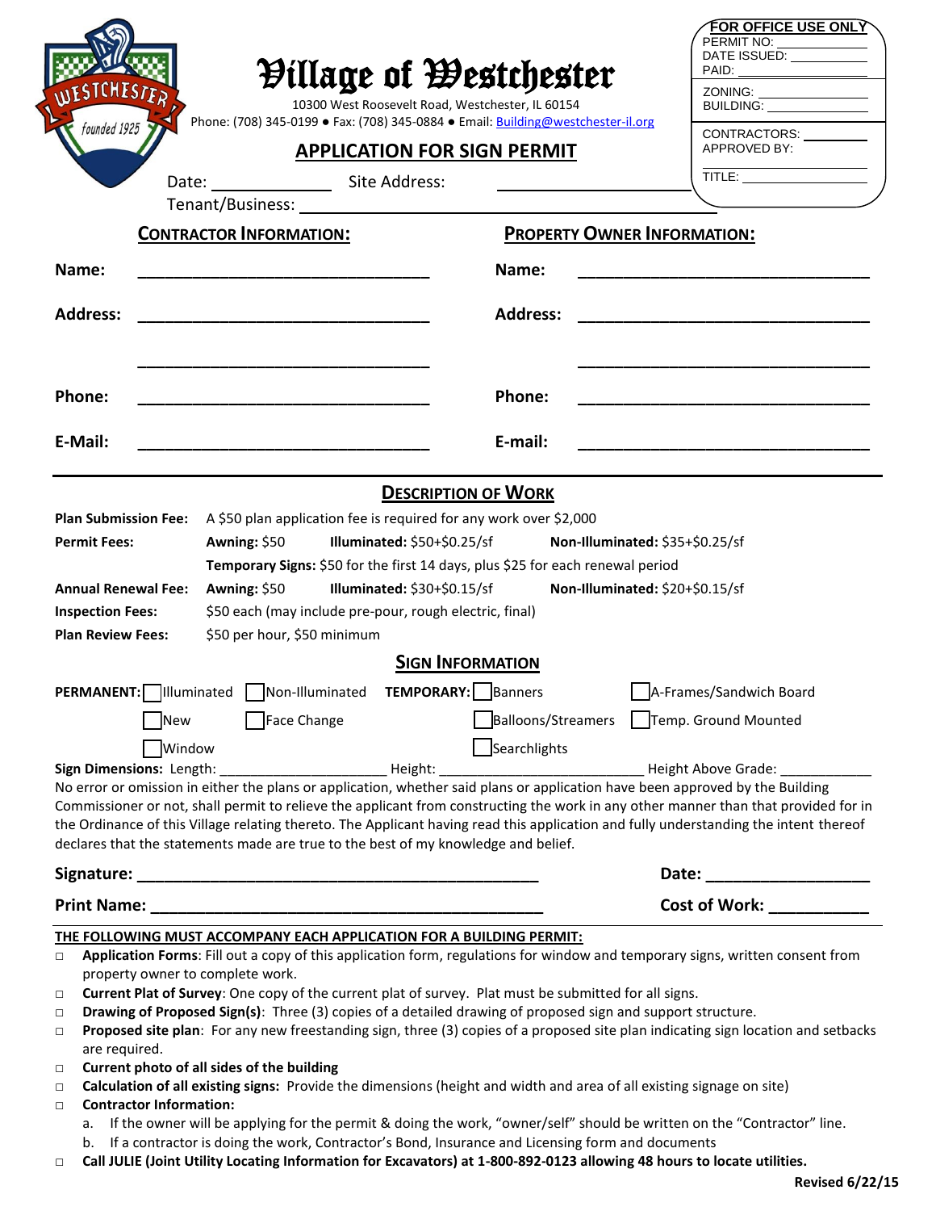**FOR OFFICE USE ONLY**
PERMIT NO: ____________
DATE ISSUED: ____________
PAID: ____________
ZONING: ____________
BUILDING: ____________
CONTRACTORS: ____________
APPROVED BY: ____________
TITLE: ____________

# Village of Westchester

10300 West Roosevelt Road, Westchester, IL 60154
Phone: (708) 345-0199 ● Fax: (708) 345-0884 ● Email: Building@westchester-il.org

## APPLICATION FOR SIGN PERMIT

Date: ____________ Site Address: ____________________

Tenant/Business: ________________________________________

| **CONTRACTOR INFORMATION:** | | **PROPERTY OWNER INFORMATION:** | |
|---|---|---|---|
| **Name:** | ____________________ | **Name:** | ____________________ |
| **Address:** | ____________________ | **Address:** | ____________________ |
| | ____________________ | | ____________________ |
| **Phone:** | ____________________ | **Phone:** | ____________________ |
| **E-Mail:** | ____________________ | **E-mail:** | ____________________ |

## DESCRIPTION OF WORK

| | | | |
|---|---|---|---|
| **Plan Submission Fee:** | A $50 plan application fee is required for any work over $2,000 | | |
| **Permit Fees:** | **Awning:** $50 | **Illuminated:** $50+$0.25/sf | **Non-Illuminated:** $35+$0.25/sf |
| | **Temporary Signs:** $50 for the first 14 days, plus $25 for each renewal period | | |
| **Annual Renewal Fee:** | **Awning:** $50 | **Illuminated:** $30+$0.15/sf | **Non-Illuminated:** $20+$0.15/sf |
| **Inspection Fees:** | $50 each (may include pre-pour, rough electric, final) | | |
| **Plan Review Fees:** | $50 per hour, $50 minimum | | |

## SIGN INFORMATION

**PERMANENT:** ☐ Illuminated ☐ Non-Illuminated ☐ New ☐ Face Change ☐ Window

**TEMPORARY:** ☐ Banners ☐ A-Frames/Sandwich Board ☐ Balloons/Streamers ☐ Temp. Ground Mounted ☐ Searchlights

**Sign Dimensions:** Length: ____________ Height: ____________ Height Above Grade: ____________

No error or omission in either the plans or application, whether said plans or application have been approved by the Building Commissioner or not, shall permit to relieve the applicant from constructing the work in any other manner than that provided for in the Ordinance of this Village relating thereto. The Applicant having read this application and fully understanding the intent thereof declares that the statements made are true to the best of my knowledge and belief.

**Signature:** ______________________________ **Date:** ____________

**Print Name:** ______________________________ **Cost of Work:** ____________

**THE FOLLOWING MUST ACCOMPANY EACH APPLICATION FOR A BUILDING PERMIT:**

- ☐ **Application Forms**: Fill out a copy of this application form, regulations for window and temporary signs, written consent from property owner to complete work.
- ☐ **Current Plat of Survey**: One copy of the current plat of survey. Plat must be submitted for all signs.
- ☐ **Drawing of Proposed Sign(s)**: Three (3) copies of a detailed drawing of proposed sign and support structure.
- ☐ **Proposed site plan**: For any new freestanding sign, three (3) copies of a proposed site plan indicating sign location and setbacks are required.
- ☐ **Current photo of all sides of the building**
- ☐ **Calculation of all existing signs:** Provide the dimensions (height and width and area of all existing signage on site)
- ☐ **Contractor Information:**
  a. If the owner will be applying for the permit & doing the work, "owner/self" should be written on the "Contractor" line.
  b. If a contractor is doing the work, Contractor's Bond, Insurance and Licensing form and documents
- ☐ **Call JULIE (Joint Utility Locating Information for Excavators) at 1-800-892-0123 allowing 48 hours to locate utilities.**

Revised 6/22/15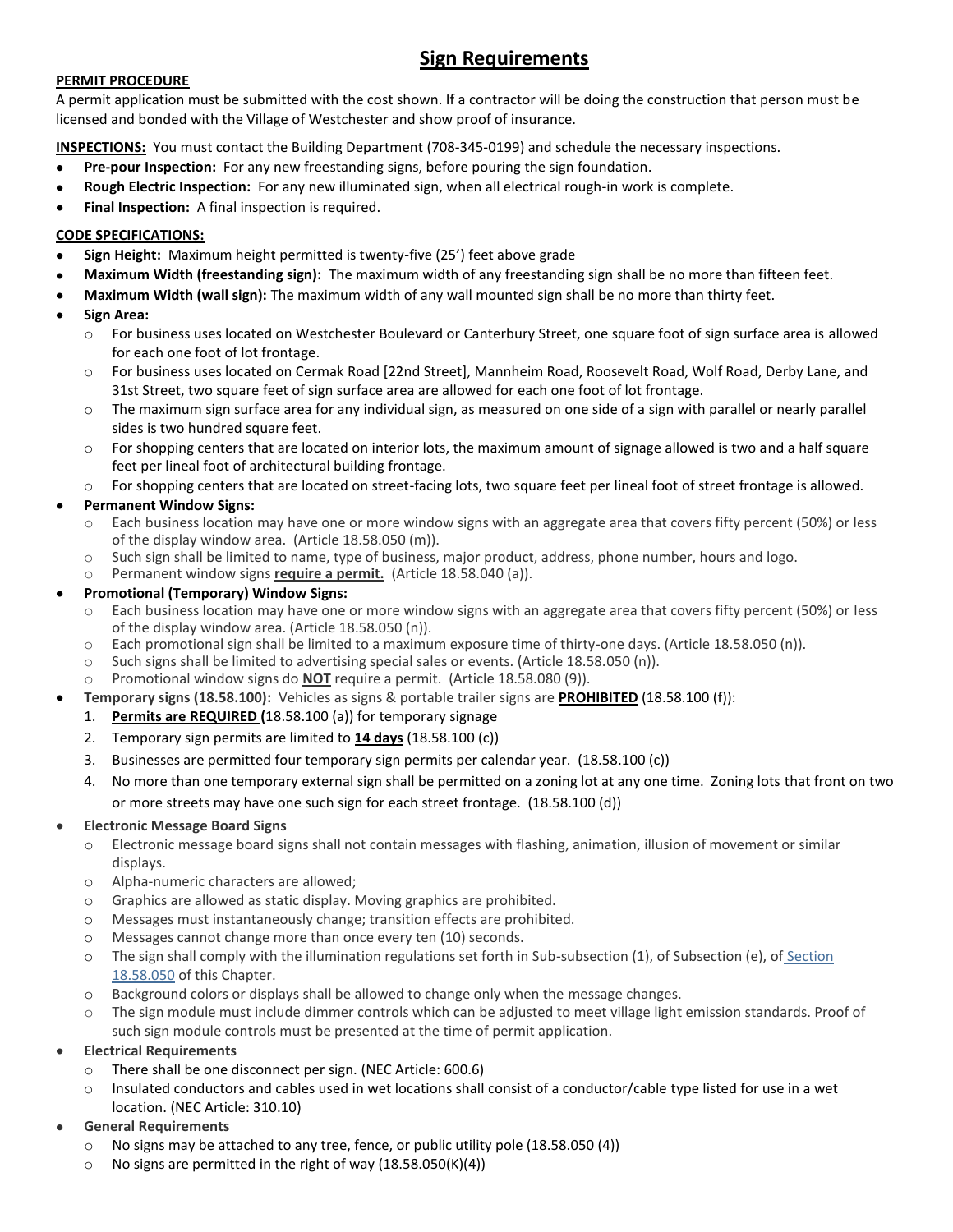# Sign Requirements

**PERMIT PROCEDURE**

A permit application must be submitted with the cost shown. If a contractor will be doing the construction that person must be licensed and bonded with the Village of Westchester and show proof of insurance.

**INSPECTIONS:** You must contact the Building Department (708-345-0199) and schedule the necessary inspections.

- **Pre-pour Inspection:** For any new freestanding signs, before pouring the sign foundation.
- **Rough Electric Inspection:** For any new illuminated sign, when all electrical rough-in work is complete.
- **Final Inspection:** A final inspection is required.

**CODE SPECIFICATIONS:**

- **Sign Height:** Maximum height permitted is twenty-five (25') feet above grade
- **Maximum Width (freestanding sign):** The maximum width of any freestanding sign shall be no more than fifteen feet.
- **Maximum Width (wall sign):** The maximum width of any wall mounted sign shall be no more than thirty feet.
- **Sign Area:**
  - For business uses located on Westchester Boulevard or Canterbury Street, one square foot of sign surface area is allowed for each one foot of lot frontage.
  - For business uses located on Cermak Road [22nd Street], Mannheim Road, Roosevelt Road, Wolf Road, Derby Lane, and 31st Street, two square feet of sign surface area are allowed for each one foot of lot frontage.
  - The maximum sign surface area for any individual sign, as measured on one side of a sign with parallel or nearly parallel sides is two hundred square feet.
  - For shopping centers that are located on interior lots, the maximum amount of signage allowed is two and a half square feet per lineal foot of architectural building frontage.
  - For shopping centers that are located on street-facing lots, two square feet per lineal foot of street frontage is allowed.
- **Permanent Window Signs:**
  - Each business location may have one or more window signs with an aggregate area that covers fifty percent (50%) or less of the display window area. (Article 18.58.050 (m)).
  - Such sign shall be limited to name, type of business, major product, address, phone number, hours and logo.
  - Permanent window signs **require a permit.** (Article 18.58.040 (a)).
- **Promotional (Temporary) Window Signs:**
  - Each business location may have one or more window signs with an aggregate area that covers fifty percent (50%) or less of the display window area. (Article 18.58.050 (n)).
  - Each promotional sign shall be limited to a maximum exposure time of thirty-one days. (Article 18.58.050 (n)).
  - Such signs shall be limited to advertising special sales or events. (Article 18.58.050 (n)).
  - Promotional window signs do **NOT** require a permit. (Article 18.58.080 (9)).
- **Temporary signs (18.58.100):** Vehicles as signs & portable trailer signs are **PROHIBITED** (18.58.100 (f)):
  1. **Permits are REQUIRED (**18.58.100 (a)) for temporary signage
  2. Temporary sign permits are limited to **14 days** (18.58.100 (c))
  3. Businesses are permitted four temporary sign permits per calendar year. (18.58.100 (c))
  4. No more than one temporary external sign shall be permitted on a zoning lot at any one time. Zoning lots that front on two or more streets may have one such sign for each street frontage. (18.58.100 (d))
- **Electronic Message Board Signs**
  - Electronic message board signs shall not contain messages with flashing, animation, illusion of movement or similar displays.
  - Alpha-numeric characters are allowed;
  - Graphics are allowed as static display. Moving graphics are prohibited.
  - Messages must instantaneously change; transition effects are prohibited.
  - Messages cannot change more than once every ten (10) seconds.
  - The sign shall comply with the illumination regulations set forth in Sub-subsection (1), of Subsection (e), of Section 18.58.050 of this Chapter.
  - Background colors or displays shall be allowed to change only when the message changes.
  - The sign module must include dimmer controls which can be adjusted to meet village light emission standards. Proof of such sign module controls must be presented at the time of permit application.
- **Electrical Requirements**
  - There shall be one disconnect per sign. (NEC Article: 600.6)
  - Insulated conductors and cables used in wet locations shall consist of a conductor/cable type listed for use in a wet location. (NEC Article: 310.10)
- **General Requirements**
  - No signs may be attached to any tree, fence, or public utility pole (18.58.050 (4))
  - No signs are permitted in the right of way (18.58.050(K)(4))